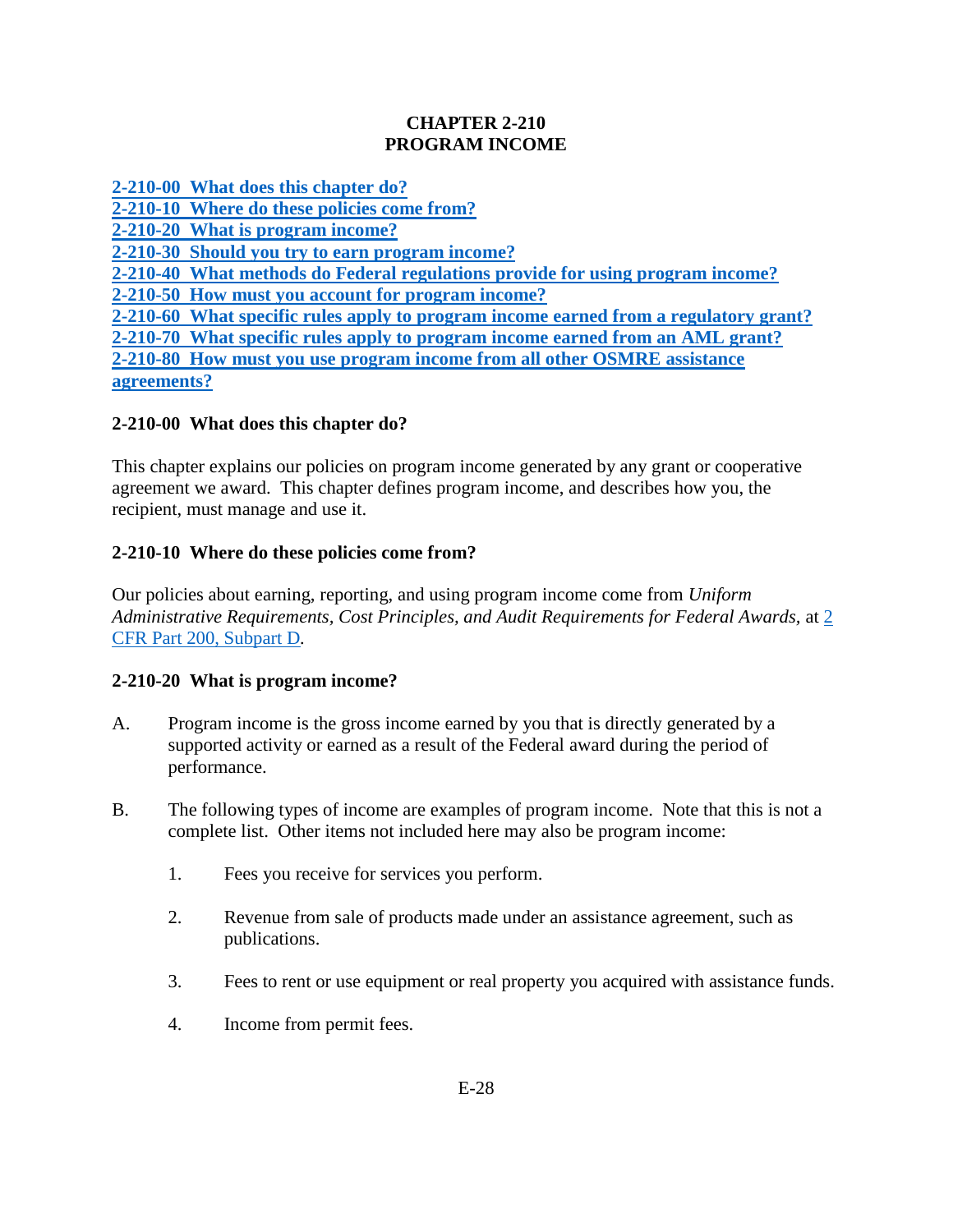# CHAPTER 2-210
# PROGRAM INCOME

[2-210-00 What does this chapter do?](#)
[2-210-10 Where do these policies come from?](#)
[2-210-20 What is program income?](#)
[2-210-30 Should you try to earn program income?](#)
[2-210-40 What methods do Federal regulations provide for using program income?](#)
[2-210-50 How must you account for program income?](#)
[2-210-60 What specific rules apply to program income earned from a regulatory grant?](#)
[2-210-70 What specific rules apply to program income earned from an AML grant?](#)
[2-210-80 How must you use program income from all other OSMRE assistance agreements?](#)

### 2-210-00 What does this chapter do?

This chapter explains our policies on program income generated by any grant or cooperative agreement we award. This chapter defines program income, and describes how you, the recipient, must manage and use it.

### 2-210-10 Where do these policies come from?

Our policies about earning, reporting, and using program income come from *Uniform Administrative Requirements, Cost Principles, and Audit Requirements for Federal Awards,* at [2 CFR Part 200, Subpart D](#).

### 2-210-20 What is program income?

A. Program income is the gross income earned by you that is directly generated by a supported activity or earned as a result of the Federal award during the period of performance.

B. The following types of income are examples of program income. Note that this is not a complete list. Other items not included here may also be program income:

   1. Fees you receive for services you perform.

   2. Revenue from sale of products made under an assistance agreement, such as publications.

   3. Fees to rent or use equipment or real property you acquired with assistance funds.

   4. Income from permit fees.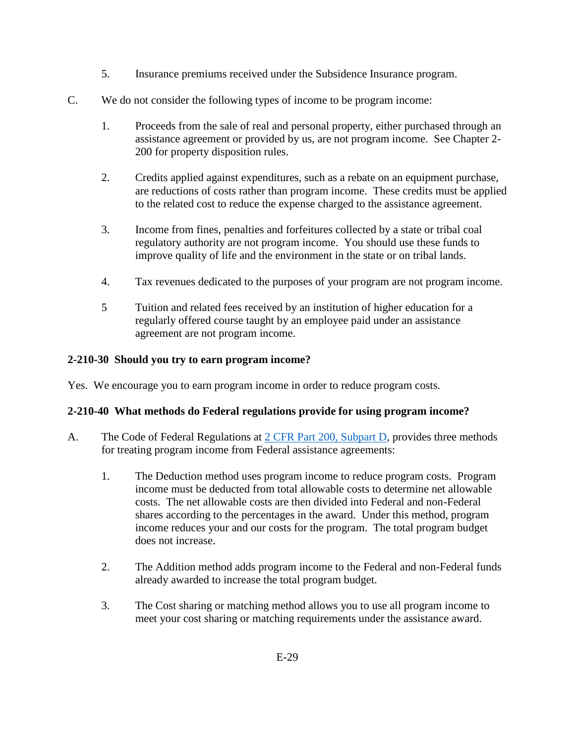5. Insurance premiums received under the Subsidence Insurance program.

C. We do not consider the following types of income to be program income:

1. Proceeds from the sale of real and personal property, either purchased through an assistance agreement or provided by us, are not program income. See Chapter 2-200 for property disposition rules.

2. Credits applied against expenditures, such as a rebate on an equipment purchase, are reductions of costs rather than program income. These credits must be applied to the related cost to reduce the expense charged to the assistance agreement.

3. Income from fines, penalties and forfeitures collected by a state or tribal coal regulatory authority are not program income. You should use these funds to improve quality of life and the environment in the state or on tribal lands.

4. Tax revenues dedicated to the purposes of your program are not program income.

5 Tuition and related fees received by an institution of higher education for a regularly offered course taught by an employee paid under an assistance agreement are not program income.

**2-210-30 Should you try to earn program income?**

Yes. We encourage you to earn program income in order to reduce program costs.

**2-210-40 What methods do Federal regulations provide for using program income?**

A. The Code of Federal Regulations at [2 CFR Part 200, Subpart D](), provides three methods for treating program income from Federal assistance agreements:

1. The Deduction method uses program income to reduce program costs. Program income must be deducted from total allowable costs to determine net allowable costs. The net allowable costs are then divided into Federal and non-Federal shares according to the percentages in the award. Under this method, program income reduces your and our costs for the program. The total program budget does not increase.

2. The Addition method adds program income to the Federal and non-Federal funds already awarded to increase the total program budget.

3. The Cost sharing or matching method allows you to use all program income to meet your cost sharing or matching requirements under the assistance award.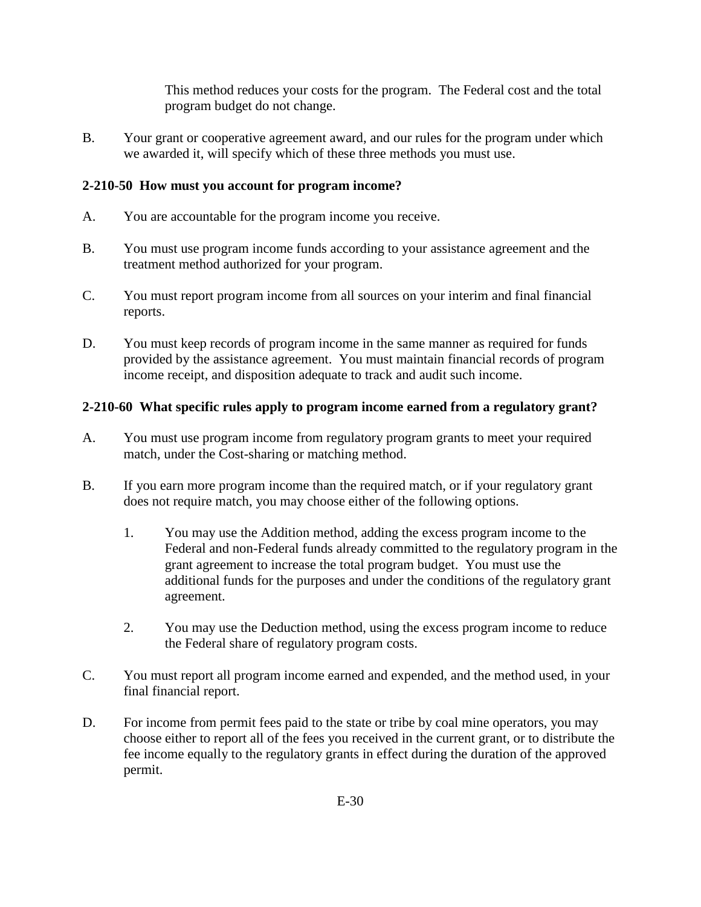This method reduces your costs for the program. The Federal cost and the total program budget do not change.

B. Your grant or cooperative agreement award, and our rules for the program under which we awarded it, will specify which of these three methods you must use.

**2-210-50 How must you account for program income?**

A. You are accountable for the program income you receive.

B. You must use program income funds according to your assistance agreement and the treatment method authorized for your program.

C. You must report program income from all sources on your interim and final financial reports.

D. You must keep records of program income in the same manner as required for funds provided by the assistance agreement. You must maintain financial records of program income receipt, and disposition adequate to track and audit such income.

**2-210-60 What specific rules apply to program income earned from a regulatory grant?**

A. You must use program income from regulatory program grants to meet your required match, under the Cost-sharing or matching method.

B. If you earn more program income than the required match, or if your regulatory grant does not require match, you may choose either of the following options.

   1. You may use the Addition method, adding the excess program income to the Federal and non-Federal funds already committed to the regulatory program in the grant agreement to increase the total program budget. You must use the additional funds for the purposes and under the conditions of the regulatory grant agreement.

   2. You may use the Deduction method, using the excess program income to reduce the Federal share of regulatory program costs.

C. You must report all program income earned and expended, and the method used, in your final financial report.

D. For income from permit fees paid to the state or tribe by coal mine operators, you may choose either to report all of the fees you received in the current grant, or to distribute the fee income equally to the regulatory grants in effect during the duration of the approved permit.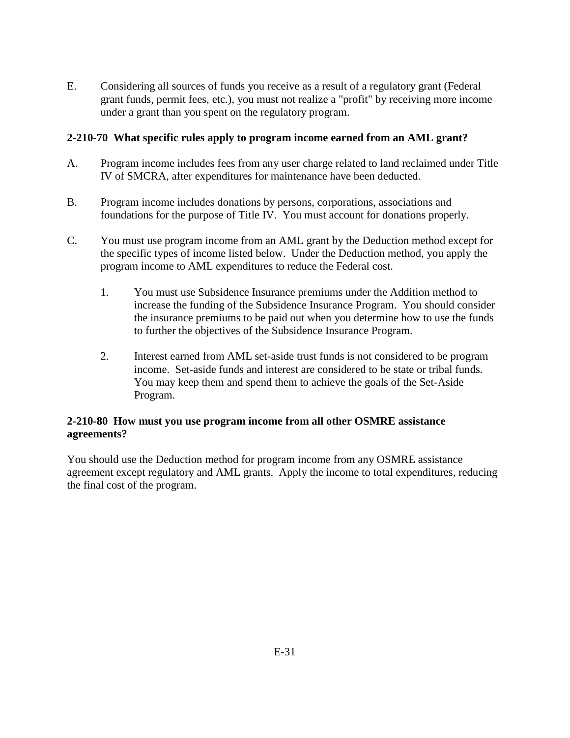E. Considering all sources of funds you receive as a result of a regulatory grant (Federal grant funds, permit fees, etc.), you must not realize a "profit" by receiving more income under a grant than you spent on the regulatory program.

**2-210-70 What specific rules apply to program income earned from an AML grant?**

A. Program income includes fees from any user charge related to land reclaimed under Title IV of SMCRA, after expenditures for maintenance have been deducted.

B. Program income includes donations by persons, corporations, associations and foundations for the purpose of Title IV. You must account for donations properly.

C. You must use program income from an AML grant by the Deduction method except for the specific types of income listed below. Under the Deduction method, you apply the program income to AML expenditures to reduce the Federal cost.

   1. You must use Subsidence Insurance premiums under the Addition method to increase the funding of the Subsidence Insurance Program. You should consider the insurance premiums to be paid out when you determine how to use the funds to further the objectives of the Subsidence Insurance Program.

   2. Interest earned from AML set-aside trust funds is not considered to be program income. Set-aside funds and interest are considered to be state or tribal funds. You may keep them and spend them to achieve the goals of the Set-Aside Program.

**2-210-80 How must you use program income from all other OSMRE assistance agreements?**

You should use the Deduction method for program income from any OSMRE assistance agreement except regulatory and AML grants. Apply the income to total expenditures, reducing the final cost of the program.